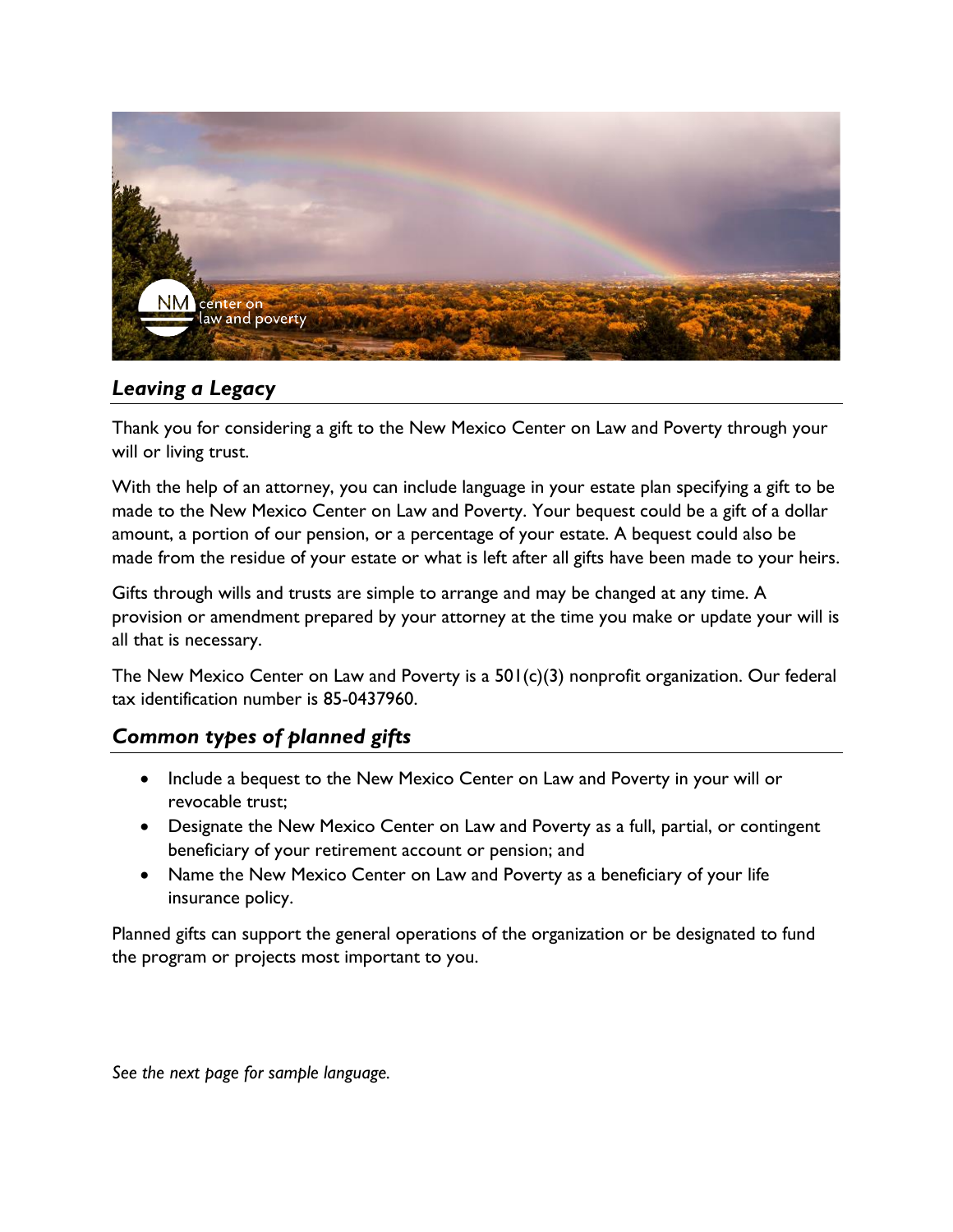## *Leaving a Legacy*

Thank you for considering a gift to the New Mexico Center on Law and Poverty through your will or living trust.

With the help of an attorney, you can include language in your estate plan specifying a gift to be made to the New Mexico Center on Law and Poverty. Your bequest could be a gift of a dollar amount, a portion of our pension, or a percentage of your estate. A bequest could also be made from the residue of your estate or what is left after all gifts have been made to your heirs.

Gifts through wills and trusts are simple to arrange and may be changed at any time. A provision or amendment prepared by your attorney at the time you make or update your will is all that is necessary.

The New Mexico Center on Law and Poverty is a 501(c)(3) nonprofit organization. Our federal tax identification number is 85-0437960.

## *Common types of planned gifts*

- Include a bequest to the New Mexico Center on Law and Poverty in your will or revocable trust;
- Designate the New Mexico Center on Law and Poverty as a full, partial, or contingent beneficiary of your retirement account or pension; and
- Name the New Mexico Center on Law and Poverty as a beneficiary of your life insurance policy.

Planned gifts can support the general operations of the organization or be designated to fund the program or projects most important to you.

*See the next page for sample language.*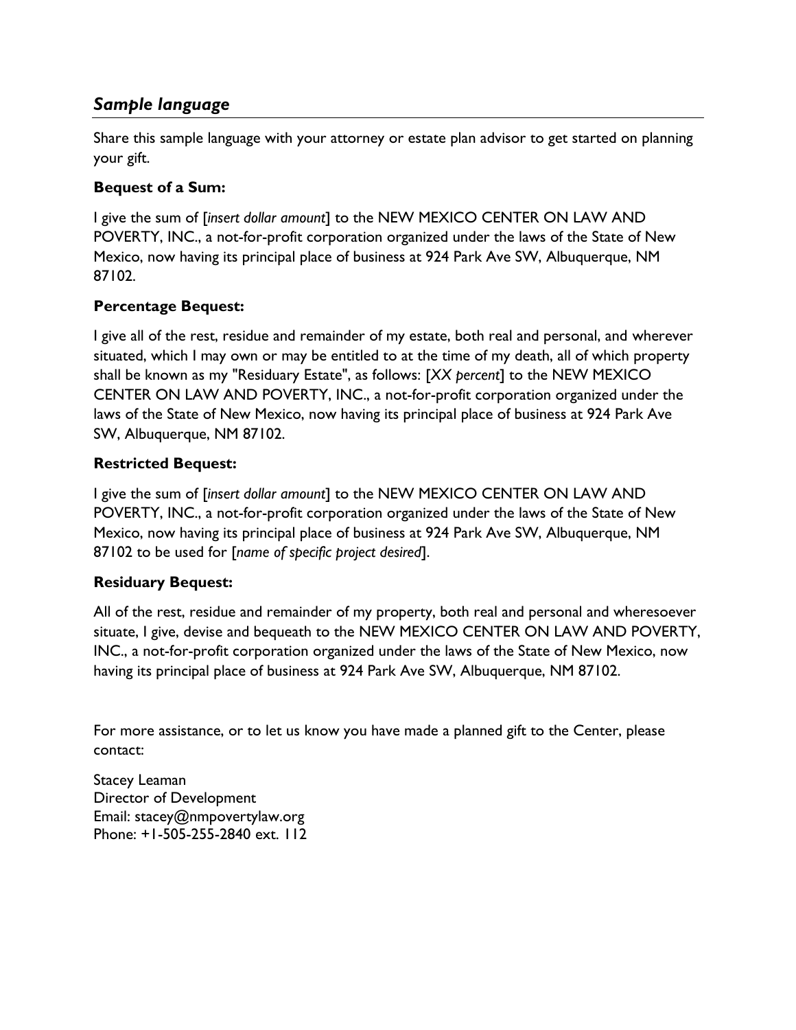## *Sample language*

Share this sample language with your attorney or estate plan advisor to get started on planning your gift.

**Bequest of a Sum:**

I give the sum of [*insert dollar amount*] to the NEW MEXICO CENTER ON LAW AND POVERTY, INC., a not-for-profit corporation organized under the laws of the State of New Mexico, now having its principal place of business at 924 Park Ave SW, Albuquerque, NM 87102.

**Percentage Bequest:**

I give all of the rest, residue and remainder of my estate, both real and personal, and wherever situated, which I may own or may be entitled to at the time of my death, all of which property shall be known as my "Residuary Estate", as follows: [*XX percent*] to the NEW MEXICO CENTER ON LAW AND POVERTY, INC., a not-for-profit corporation organized under the laws of the State of New Mexico, now having its principal place of business at 924 Park Ave SW, Albuquerque, NM 87102.

**Restricted Bequest:**

I give the sum of [*insert dollar amount*] to the NEW MEXICO CENTER ON LAW AND POVERTY, INC., a not-for-profit corporation organized under the laws of the State of New Mexico, now having its principal place of business at 924 Park Ave SW, Albuquerque, NM 87102 to be used for [*name of specific project desired*].

**Residuary Bequest:**

All of the rest, residue and remainder of my property, both real and personal and wheresoever situate, I give, devise and bequeath to the NEW MEXICO CENTER ON LAW AND POVERTY, INC., a not-for-profit corporation organized under the laws of the State of New Mexico, now having its principal place of business at 924 Park Ave SW, Albuquerque, NM 87102.

For more assistance, or to let us know you have made a planned gift to the Center, please contact:

Stacey Leaman
Director of Development
Email: stacey@nmpovertylaw.org
Phone: +1-505-255-2840 ext. 112